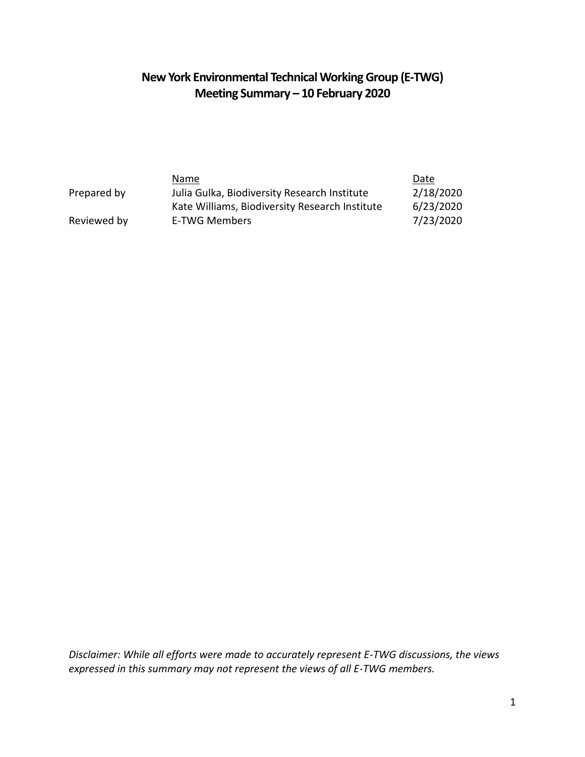# New York Environmental Technical Working Group (E-TWG)
# Meeting Summary – 10 February 2020

| | Name | Date |
|---|---|---|
| Prepared by | Julia Gulka, Biodiversity Research Institute | 2/18/2020 |
| | Kate Williams, Biodiversity Research Institute | 6/23/2020 |
| Reviewed by | E-TWG Members | 7/23/2020 |

*Disclaimer: While all efforts were made to accurately represent E-TWG discussions, the views expressed in this summary may not represent the views of all E-TWG members.*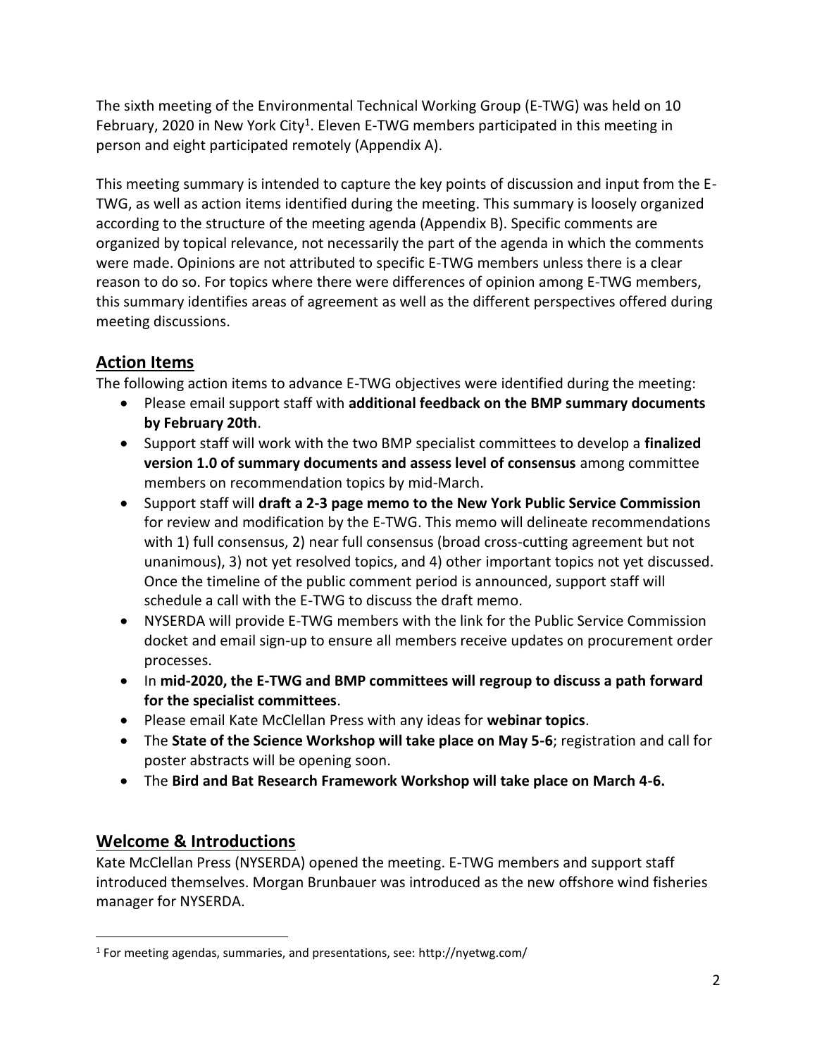The sixth meeting of the Environmental Technical Working Group (E-TWG) was held on 10 February, 2020 in New York City[1]. Eleven E-TWG members participated in this meeting in person and eight participated remotely (Appendix A).

This meeting summary is intended to capture the key points of discussion and input from the E-TWG, as well as action items identified during the meeting. This summary is loosely organized according to the structure of the meeting agenda (Appendix B). Specific comments are organized by topical relevance, not necessarily the part of the agenda in which the comments were made. Opinions are not attributed to specific E-TWG members unless there is a clear reason to do so. For topics where there were differences of opinion among E-TWG members, this summary identifies areas of agreement as well as the different perspectives offered during meeting discussions.

## Action Items

The following action items to advance E-TWG objectives were identified during the meeting:

- Please email support staff with **additional feedback on the BMP summary documents by February 20th**.
- Support staff will work with the two BMP specialist committees to develop a **finalized version 1.0 of summary documents and assess level of consensus** among committee members on recommendation topics by mid-March.
- Support staff will **draft a 2-3 page memo to the New York Public Service Commission** for review and modification by the E-TWG. This memo will delineate recommendations with 1) full consensus, 2) near full consensus (broad cross-cutting agreement but not unanimous), 3) not yet resolved topics, and 4) other important topics not yet discussed. Once the timeline of the public comment period is announced, support staff will schedule a call with the E-TWG to discuss the draft memo.
- NYSERDA will provide E-TWG members with the link for the Public Service Commission docket and email sign-up to ensure all members receive updates on procurement order processes.
- In **mid-2020, the E-TWG and BMP committees will regroup to discuss a path forward for the specialist committees**.
- Please email Kate McClellan Press with any ideas for **webinar topics**.
- The **State of the Science Workshop will take place on May 5-6**; registration and call for poster abstracts will be opening soon.
- The **Bird and Bat Research Framework Workshop will take place on March 4-6.**

## Welcome & Introductions

Kate McClellan Press (NYSERDA) opened the meeting. E-TWG members and support staff introduced themselves. Morgan Brunbauer was introduced as the new offshore wind fisheries manager for NYSERDA.

[1] For meeting agendas, summaries, and presentations, see: http://nyetwg.com/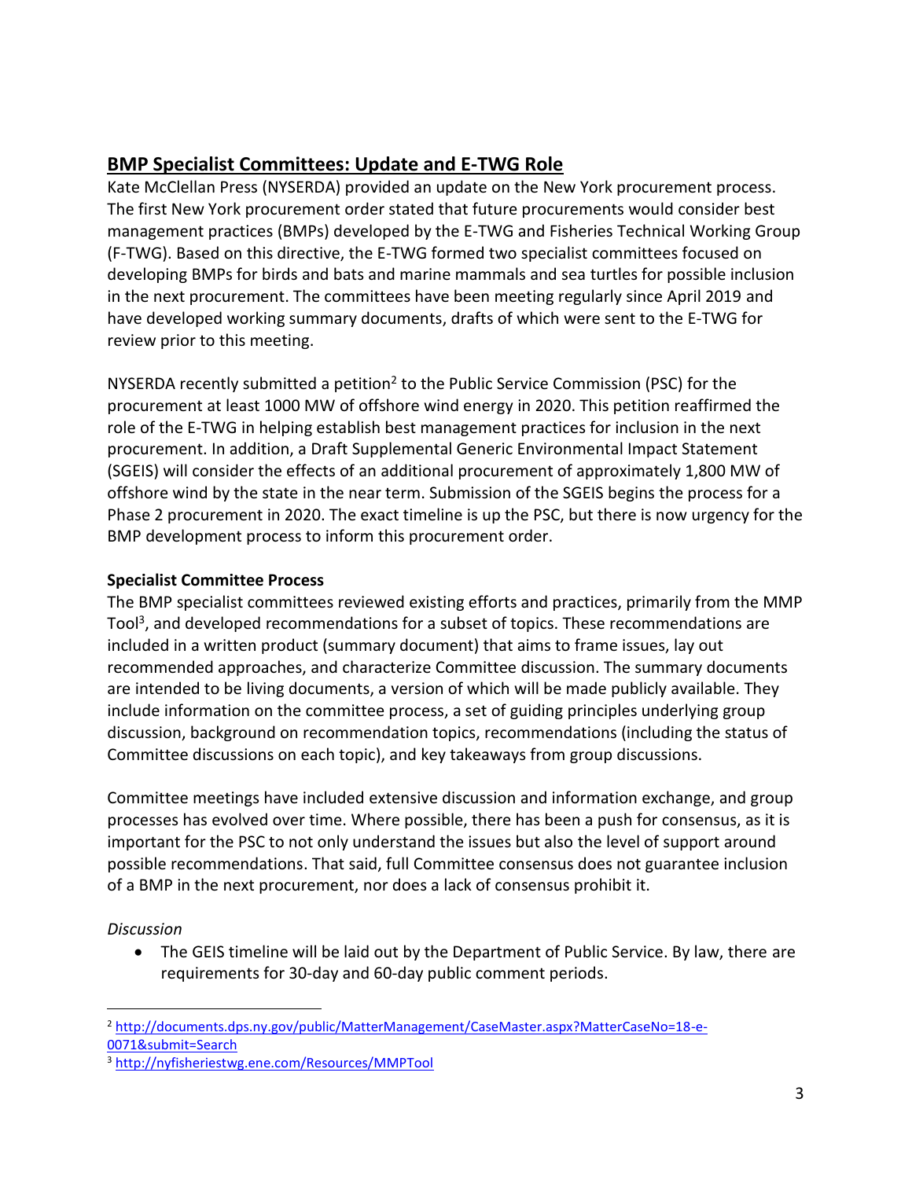## BMP Specialist Committees: Update and E-TWG Role

Kate McClellan Press (NYSERDA) provided an update on the New York procurement process. The first New York procurement order stated that future procurements would consider best management practices (BMPs) developed by the E-TWG and Fisheries Technical Working Group (F-TWG). Based on this directive, the E-TWG formed two specialist committees focused on developing BMPs for birds and bats and marine mammals and sea turtles for possible inclusion in the next procurement. The committees have been meeting regularly since April 2019 and have developed working summary documents, drafts of which were sent to the E-TWG for review prior to this meeting.

NYSERDA recently submitted a petition[2] to the Public Service Commission (PSC) for the procurement at least 1000 MW of offshore wind energy in 2020. This petition reaffirmed the role of the E-TWG in helping establish best management practices for inclusion in the next procurement. In addition, a Draft Supplemental Generic Environmental Impact Statement (SGEIS) will consider the effects of an additional procurement of approximately 1,800 MW of offshore wind by the state in the near term. Submission of the SGEIS begins the process for a Phase 2 procurement in 2020. The exact timeline is up the PSC, but there is now urgency for the BMP development process to inform this procurement order.

### Specialist Committee Process

The BMP specialist committees reviewed existing efforts and practices, primarily from the MMP Tool[3], and developed recommendations for a subset of topics. These recommendations are included in a written product (summary document) that aims to frame issues, lay out recommended approaches, and characterize Committee discussion. The summary documents are intended to be living documents, a version of which will be made publicly available. They include information on the committee process, a set of guiding principles underlying group discussion, background on recommendation topics, recommendations (including the status of Committee discussions on each topic), and key takeaways from group discussions.

Committee meetings have included extensive discussion and information exchange, and group processes has evolved over time. Where possible, there has been a push for consensus, as it is important for the PSC to not only understand the issues but also the level of support around possible recommendations. That said, full Committee consensus does not guarantee inclusion of a BMP in the next procurement, nor does a lack of consensus prohibit it.

*Discussion*

- The GEIS timeline will be laid out by the Department of Public Service. By law, there are requirements for 30-day and 60-day public comment periods.

---

[2] http://documents.dps.ny.gov/public/MatterManagement/CaseMaster.aspx?MatterCaseNo=18-e-0071&submit=Search

[3] http://nyfisheriestwg.ene.com/Resources/MMPTool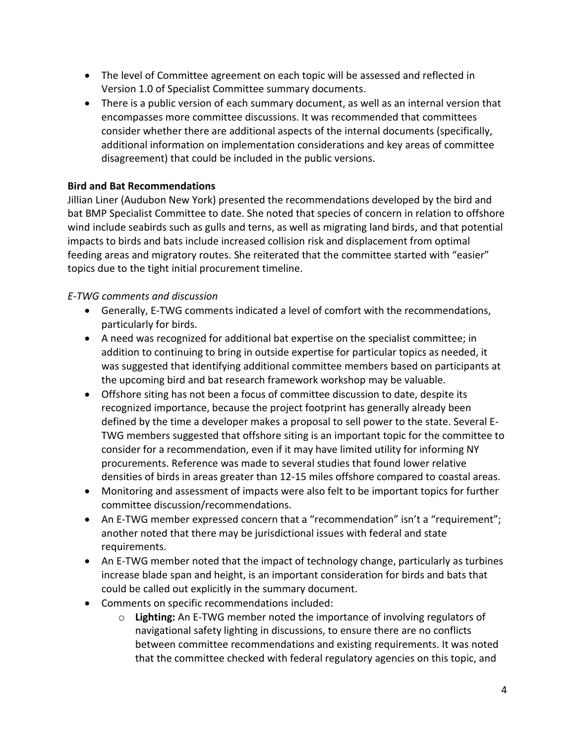- The level of Committee agreement on each topic will be assessed and reflected in Version 1.0 of Specialist Committee summary documents.
- There is a public version of each summary document, as well as an internal version that encompasses more committee discussions. It was recommended that committees consider whether there are additional aspects of the internal documents (specifically, additional information on implementation considerations and key areas of committee disagreement) that could be included in the public versions.

**Bird and Bat Recommendations**

Jillian Liner (Audubon New York) presented the recommendations developed by the bird and bat BMP Specialist Committee to date. She noted that species of concern in relation to offshore wind include seabirds such as gulls and terns, as well as migrating land birds, and that potential impacts to birds and bats include increased collision risk and displacement from optimal feeding areas and migratory routes. She reiterated that the committee started with "easier" topics due to the tight initial procurement timeline.

*E-TWG comments and discussion*

- Generally, E-TWG comments indicated a level of comfort with the recommendations, particularly for birds.
- A need was recognized for additional bat expertise on the specialist committee; in addition to continuing to bring in outside expertise for particular topics as needed, it was suggested that identifying additional committee members based on participants at the upcoming bird and bat research framework workshop may be valuable.
- Offshore siting has not been a focus of committee discussion to date, despite its recognized importance, because the project footprint has generally already been defined by the time a developer makes a proposal to sell power to the state. Several E-TWG members suggested that offshore siting is an important topic for the committee to consider for a recommendation, even if it may have limited utility for informing NY procurements. Reference was made to several studies that found lower relative densities of birds in areas greater than 12-15 miles offshore compared to coastal areas.
- Monitoring and assessment of impacts were also felt to be important topics for further committee discussion/recommendations.
- An E-TWG member expressed concern that a "recommendation" isn't a "requirement"; another noted that there may be jurisdictional issues with federal and state requirements.
- An E-TWG member noted that the impact of technology change, particularly as turbines increase blade span and height, is an important consideration for birds and bats that could be called out explicitly in the summary document.
- Comments on specific recommendations included:
  - **Lighting:** An E-TWG member noted the importance of involving regulators of navigational safety lighting in discussions, to ensure there are no conflicts between committee recommendations and existing requirements. It was noted that the committee checked with federal regulatory agencies on this topic, and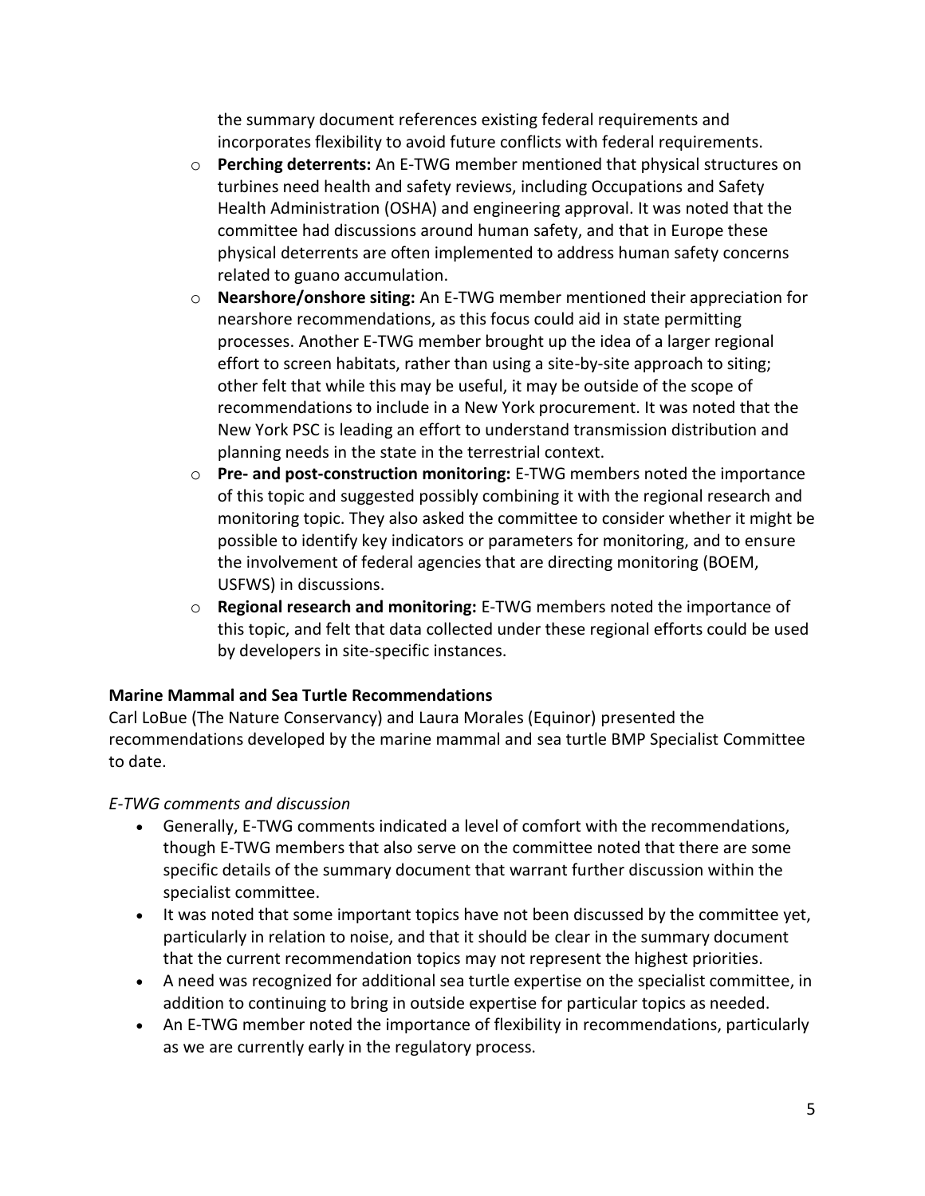the summary document references existing federal requirements and incorporates flexibility to avoid future conflicts with federal requirements.

- **Perching deterrents:** An E-TWG member mentioned that physical structures on turbines need health and safety reviews, including Occupations and Safety Health Administration (OSHA) and engineering approval. It was noted that the committee had discussions around human safety, and that in Europe these physical deterrents are often implemented to address human safety concerns related to guano accumulation.
- **Nearshore/onshore siting:** An E-TWG member mentioned their appreciation for nearshore recommendations, as this focus could aid in state permitting processes. Another E-TWG member brought up the idea of a larger regional effort to screen habitats, rather than using a site-by-site approach to siting; other felt that while this may be useful, it may be outside of the scope of recommendations to include in a New York procurement. It was noted that the New York PSC is leading an effort to understand transmission distribution and planning needs in the state in the terrestrial context.
- **Pre- and post-construction monitoring:** E-TWG members noted the importance of this topic and suggested possibly combining it with the regional research and monitoring topic. They also asked the committee to consider whether it might be possible to identify key indicators or parameters for monitoring, and to ensure the involvement of federal agencies that are directing monitoring (BOEM, USFWS) in discussions.
- **Regional research and monitoring:** E-TWG members noted the importance of this topic, and felt that data collected under these regional efforts could be used by developers in site-specific instances.

**Marine Mammal and Sea Turtle Recommendations**

Carl LoBue (The Nature Conservancy) and Laura Morales (Equinor) presented the recommendations developed by the marine mammal and sea turtle BMP Specialist Committee to date.

*E-TWG comments and discussion*

- Generally, E-TWG comments indicated a level of comfort with the recommendations, though E-TWG members that also serve on the committee noted that there are some specific details of the summary document that warrant further discussion within the specialist committee.
- It was noted that some important topics have not been discussed by the committee yet, particularly in relation to noise, and that it should be clear in the summary document that the current recommendation topics may not represent the highest priorities.
- A need was recognized for additional sea turtle expertise on the specialist committee, in addition to continuing to bring in outside expertise for particular topics as needed.
- An E-TWG member noted the importance of flexibility in recommendations, particularly as we are currently early in the regulatory process.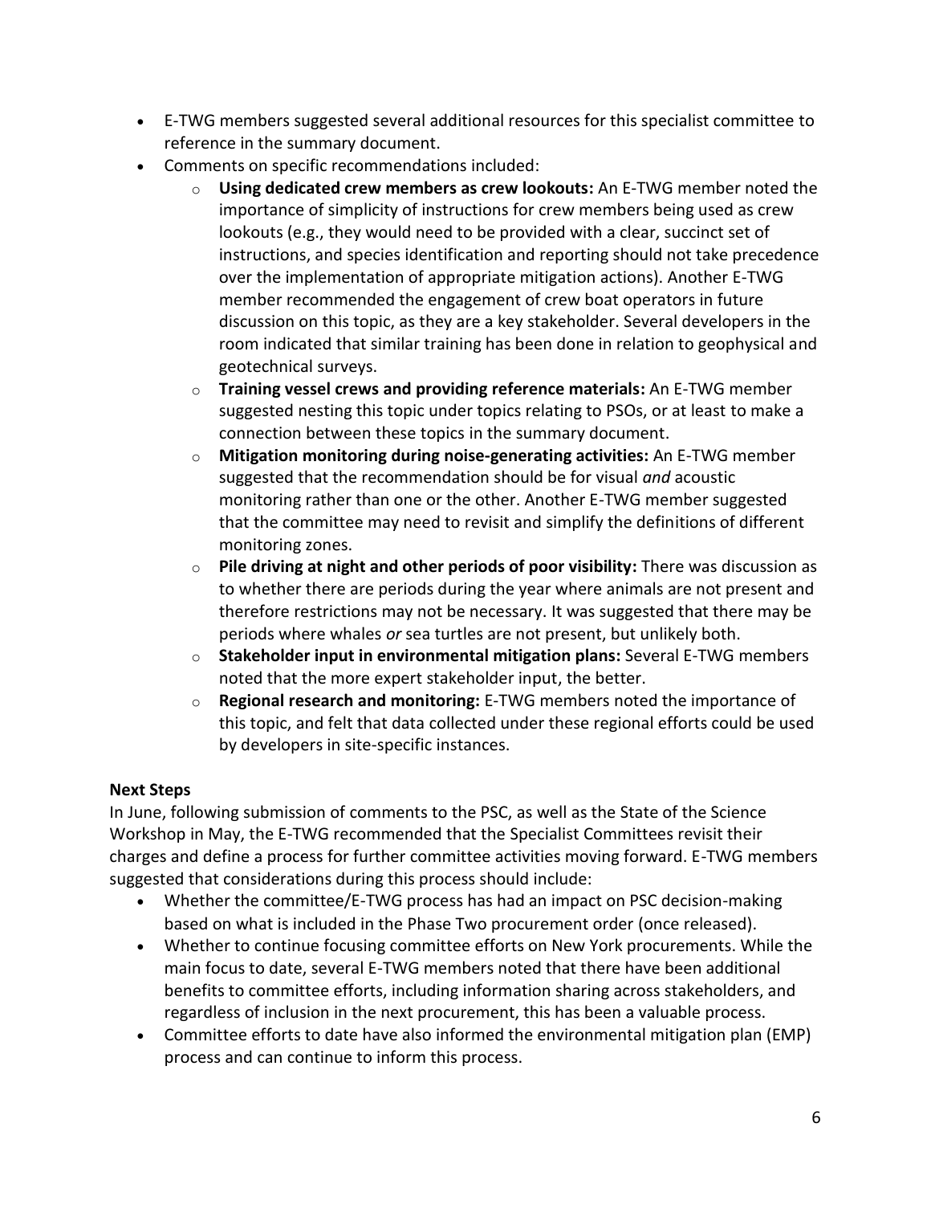- E-TWG members suggested several additional resources for this specialist committee to reference in the summary document.
- Comments on specific recommendations included:
    - **Using dedicated crew members as crew lookouts:** An E-TWG member noted the importance of simplicity of instructions for crew members being used as crew lookouts (e.g., they would need to be provided with a clear, succinct set of instructions, and species identification and reporting should not take precedence over the implementation of appropriate mitigation actions). Another E-TWG member recommended the engagement of crew boat operators in future discussion on this topic, as they are a key stakeholder. Several developers in the room indicated that similar training has been done in relation to geophysical and geotechnical surveys.
    - **Training vessel crews and providing reference materials:** An E-TWG member suggested nesting this topic under topics relating to PSOs, or at least to make a connection between these topics in the summary document.
    - **Mitigation monitoring during noise-generating activities:** An E-TWG member suggested that the recommendation should be for visual *and* acoustic monitoring rather than one or the other. Another E-TWG member suggested that the committee may need to revisit and simplify the definitions of different monitoring zones.
    - **Pile driving at night and other periods of poor visibility:** There was discussion as to whether there are periods during the year where animals are not present and therefore restrictions may not be necessary. It was suggested that there may be periods where whales *or* sea turtles are not present, but unlikely both.
    - **Stakeholder input in environmental mitigation plans:** Several E-TWG members noted that the more expert stakeholder input, the better.
    - **Regional research and monitoring:** E-TWG members noted the importance of this topic, and felt that data collected under these regional efforts could be used by developers in site-specific instances.

**Next Steps**

In June, following submission of comments to the PSC, as well as the State of the Science Workshop in May, the E-TWG recommended that the Specialist Committees revisit their charges and define a process for further committee activities moving forward. E-TWG members suggested that considerations during this process should include:

- Whether the committee/E-TWG process has had an impact on PSC decision-making based on what is included in the Phase Two procurement order (once released).
- Whether to continue focusing committee efforts on New York procurements. While the main focus to date, several E-TWG members noted that there have been additional benefits to committee efforts, including information sharing across stakeholders, and regardless of inclusion in the next procurement, this has been a valuable process.
- Committee efforts to date have also informed the environmental mitigation plan (EMP) process and can continue to inform this process.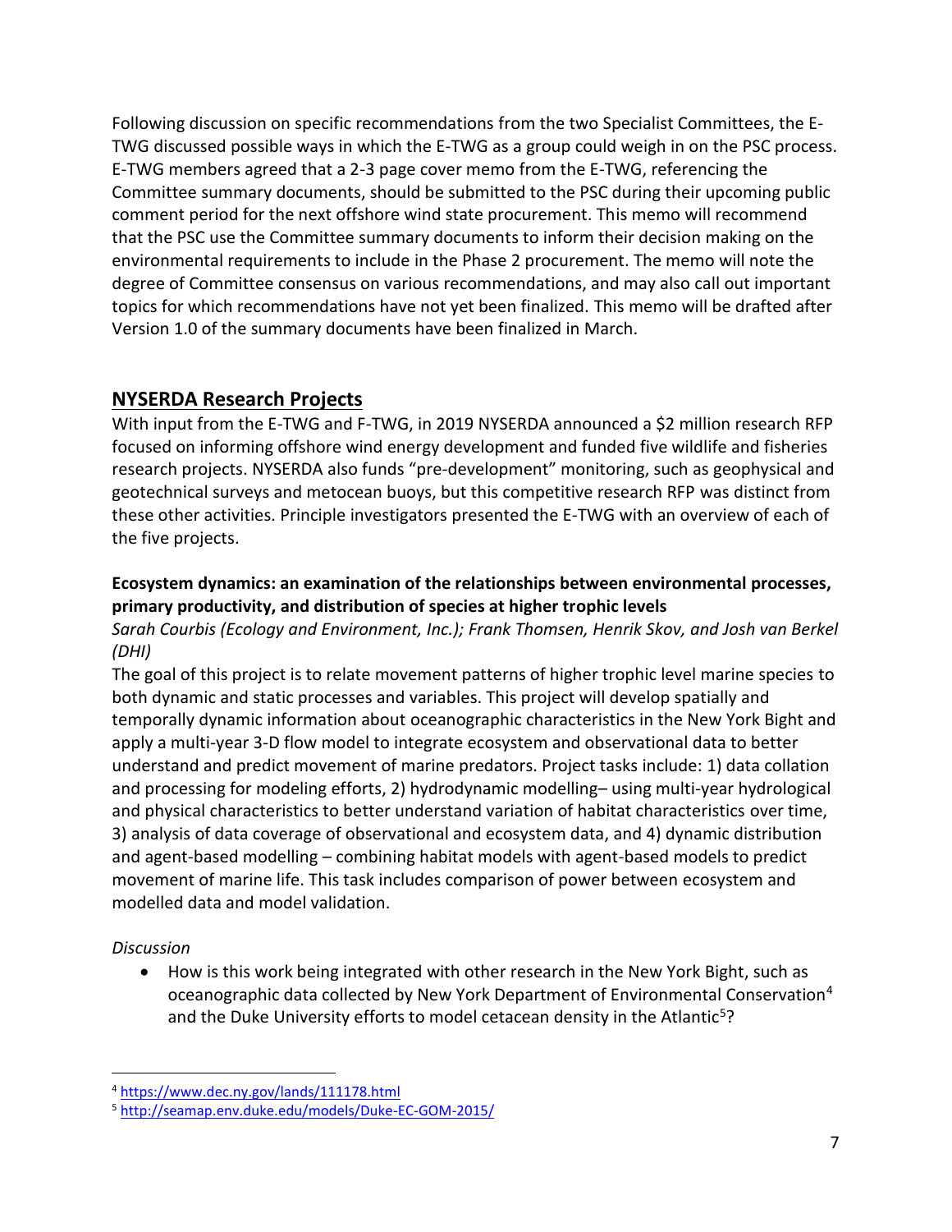Following discussion on specific recommendations from the two Specialist Committees, the E-TWG discussed possible ways in which the E-TWG as a group could weigh in on the PSC process. E-TWG members agreed that a 2-3 page cover memo from the E-TWG, referencing the Committee summary documents, should be submitted to the PSC during their upcoming public comment period for the next offshore wind state procurement. This memo will recommend that the PSC use the Committee summary documents to inform their decision making on the environmental requirements to include in the Phase 2 procurement. The memo will note the degree of Committee consensus on various recommendations, and may also call out important topics for which recommendations have not yet been finalized. This memo will be drafted after Version 1.0 of the summary documents have been finalized in March.

## NYSERDA Research Projects

With input from the E-TWG and F-TWG, in 2019 NYSERDA announced a $2 million research RFP focused on informing offshore wind energy development and funded five wildlife and fisheries research projects. NYSERDA also funds "pre-development" monitoring, such as geophysical and geotechnical surveys and metocean buoys, but this competitive research RFP was distinct from these other activities. Principle investigators presented the E-TWG with an overview of each of the five projects.

### Ecosystem dynamics: an examination of the relationships between environmental processes, primary productivity, and distribution of species at higher trophic levels

*Sarah Courbis (Ecology and Environment, Inc.); Frank Thomsen, Henrik Skov, and Josh van Berkel (DHI)*

The goal of this project is to relate movement patterns of higher trophic level marine species to both dynamic and static processes and variables. This project will develop spatially and temporally dynamic information about oceanographic characteristics in the New York Bight and apply a multi-year 3-D flow model to integrate ecosystem and observational data to better understand and predict movement of marine predators. Project tasks include: 1) data collation and processing for modeling efforts, 2) hydrodynamic modelling– using multi-year hydrological and physical characteristics to better understand variation of habitat characteristics over time, 3) analysis of data coverage of observational and ecosystem data, and 4) dynamic distribution and agent-based modelling – combining habitat models with agent-based models to predict movement of marine life. This task includes comparison of power between ecosystem and modelled data and model validation.

*Discussion*

- How is this work being integrated with other research in the New York Bight, such as oceanographic data collected by New York Department of Environmental Conservation[4] and the Duke University efforts to model cetacean density in the Atlantic[5]?

[4] https://www.dec.ny.gov/lands/111178.html

[5] http://seamap.env.duke.edu/models/Duke-EC-GOM-2015/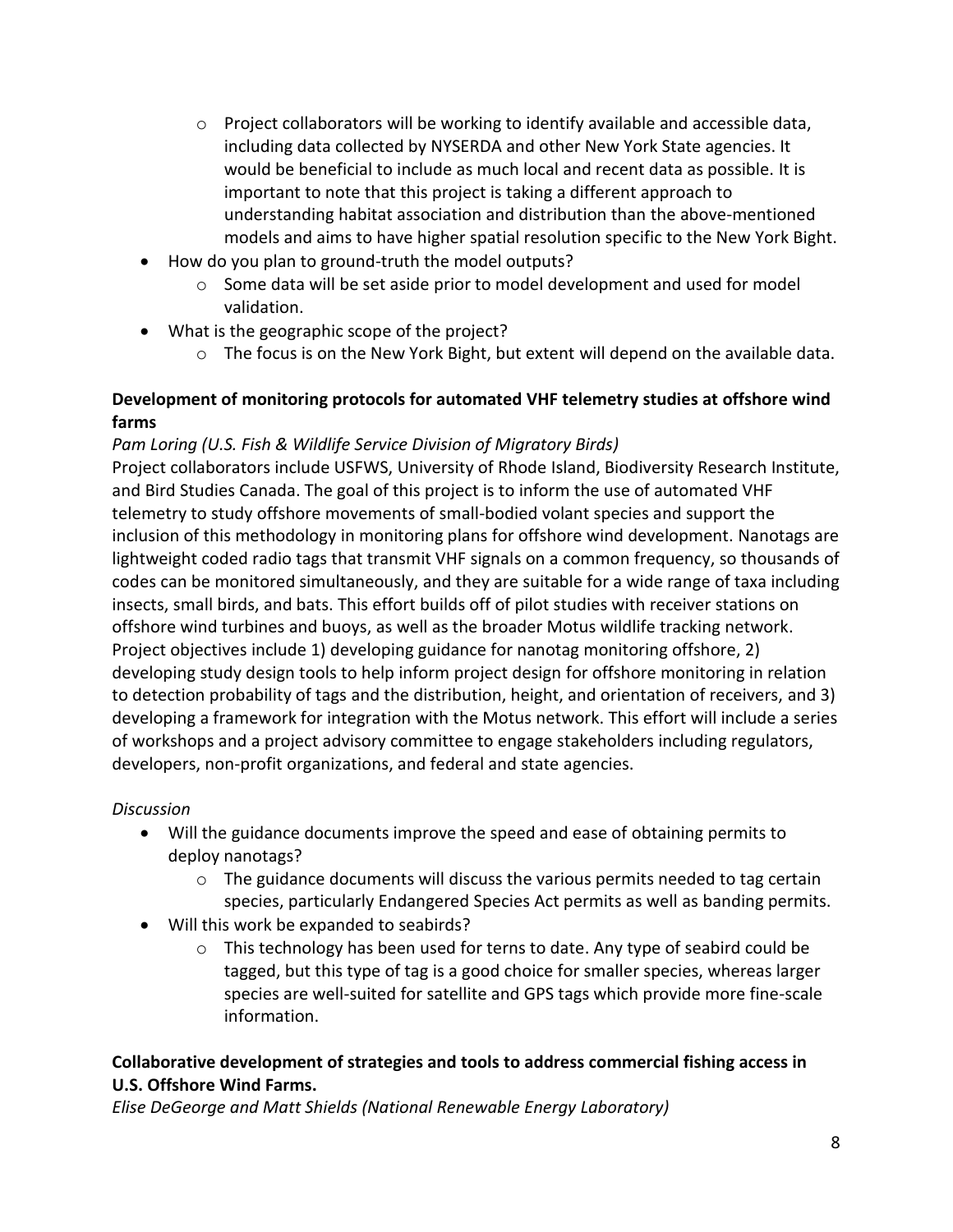- Project collaborators will be working to identify available and accessible data, including data collected by NYSERDA and other New York State agencies. It would be beneficial to include as much local and recent data as possible. It is important to note that this project is taking a different approach to understanding habitat association and distribution than the above-mentioned models and aims to have higher spatial resolution specific to the New York Bight.
- How do you plan to ground-truth the model outputs?
    - Some data will be set aside prior to model development and used for model validation.
- What is the geographic scope of the project?
    - The focus is on the New York Bight, but extent will depend on the available data.

**Development of monitoring protocols for automated VHF telemetry studies at offshore wind farms**

*Pam Loring (U.S. Fish & Wildlife Service Division of Migratory Birds)*

Project collaborators include USFWS, University of Rhode Island, Biodiversity Research Institute, and Bird Studies Canada. The goal of this project is to inform the use of automated VHF telemetry to study offshore movements of small-bodied volant species and support the inclusion of this methodology in monitoring plans for offshore wind development. Nanotags are lightweight coded radio tags that transmit VHF signals on a common frequency, so thousands of codes can be monitored simultaneously, and they are suitable for a wide range of taxa including insects, small birds, and bats. This effort builds off of pilot studies with receiver stations on offshore wind turbines and buoys, as well as the broader Motus wildlife tracking network. Project objectives include 1) developing guidance for nanotag monitoring offshore, 2) developing study design tools to help inform project design for offshore monitoring in relation to detection probability of tags and the distribution, height, and orientation of receivers, and 3) developing a framework for integration with the Motus network. This effort will include a series of workshops and a project advisory committee to engage stakeholders including regulators, developers, non-profit organizations, and federal and state agencies.

*Discussion*

- Will the guidance documents improve the speed and ease of obtaining permits to deploy nanotags?
    - The guidance documents will discuss the various permits needed to tag certain species, particularly Endangered Species Act permits as well as banding permits.
- Will this work be expanded to seabirds?
    - This technology has been used for terns to date. Any type of seabird could be tagged, but this type of tag is a good choice for smaller species, whereas larger species are well-suited for satellite and GPS tags which provide more fine-scale information.

**Collaborative development of strategies and tools to address commercial fishing access in U.S. Offshore Wind Farms.**

*Elise DeGeorge and Matt Shields (National Renewable Energy Laboratory)*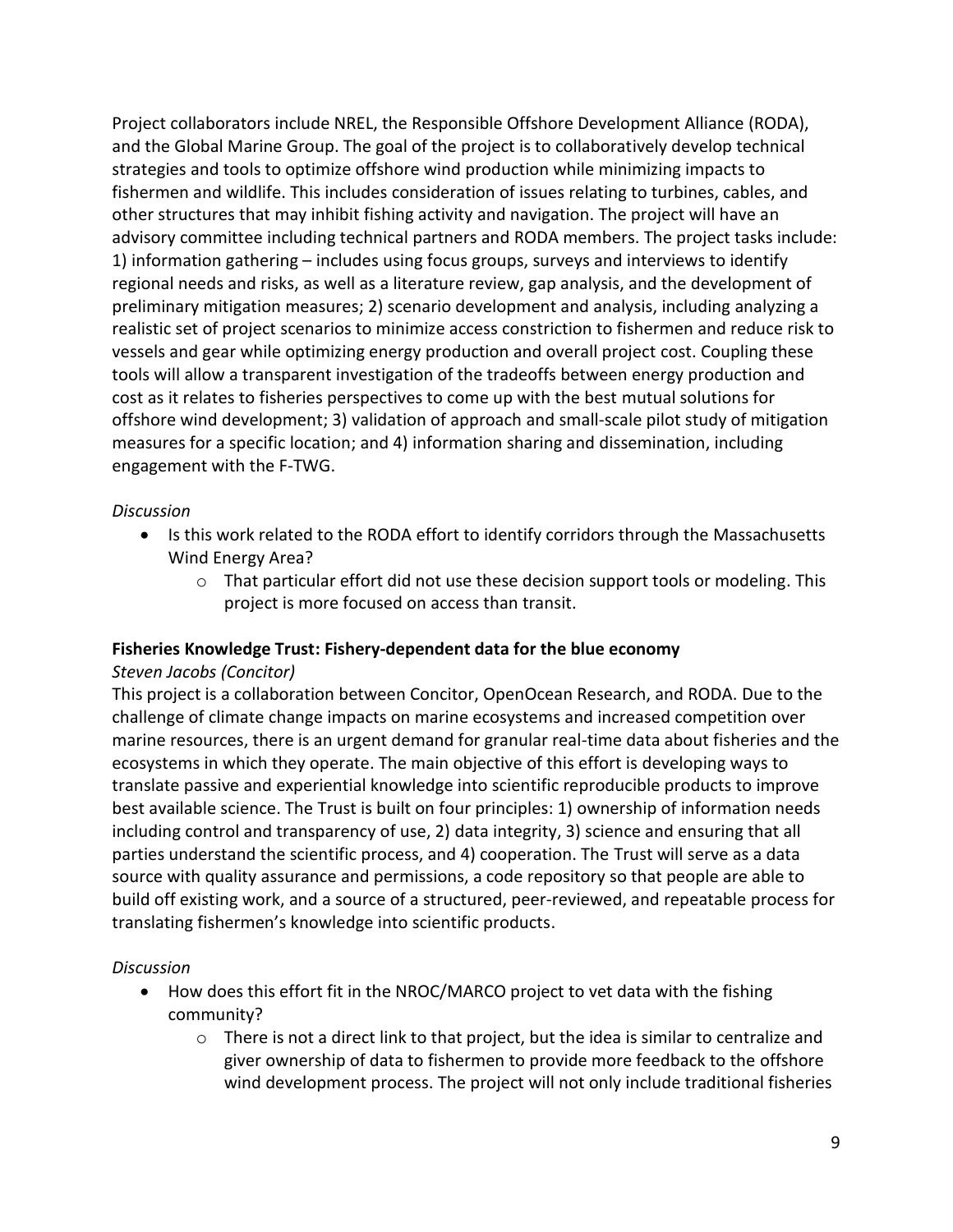Project collaborators include NREL, the Responsible Offshore Development Alliance (RODA), and the Global Marine Group. The goal of the project is to collaboratively develop technical strategies and tools to optimize offshore wind production while minimizing impacts to fishermen and wildlife. This includes consideration of issues relating to turbines, cables, and other structures that may inhibit fishing activity and navigation. The project will have an advisory committee including technical partners and RODA members. The project tasks include: 1) information gathering – includes using focus groups, surveys and interviews to identify regional needs and risks, as well as a literature review, gap analysis, and the development of preliminary mitigation measures; 2) scenario development and analysis, including analyzing a realistic set of project scenarios to minimize access constriction to fishermen and reduce risk to vessels and gear while optimizing energy production and overall project cost. Coupling these tools will allow a transparent investigation of the tradeoffs between energy production and cost as it relates to fisheries perspectives to come up with the best mutual solutions for offshore wind development; 3) validation of approach and small-scale pilot study of mitigation measures for a specific location; and 4) information sharing and dissemination, including engagement with the F-TWG.

*Discussion*

- Is this work related to the RODA effort to identify corridors through the Massachusetts Wind Energy Area?
    - That particular effort did not use these decision support tools or modeling. This project is more focused on access than transit.

**Fisheries Knowledge Trust: Fishery-dependent data for the blue economy**

*Steven Jacobs (Concitor)*

This project is a collaboration between Concitor, OpenOcean Research, and RODA. Due to the challenge of climate change impacts on marine ecosystems and increased competition over marine resources, there is an urgent demand for granular real-time data about fisheries and the ecosystems in which they operate. The main objective of this effort is developing ways to translate passive and experiential knowledge into scientific reproducible products to improve best available science. The Trust is built on four principles: 1) ownership of information needs including control and transparency of use, 2) data integrity, 3) science and ensuring that all parties understand the scientific process, and 4) cooperation. The Trust will serve as a data source with quality assurance and permissions, a code repository so that people are able to build off existing work, and a source of a structured, peer-reviewed, and repeatable process for translating fishermen's knowledge into scientific products.

*Discussion*

- How does this effort fit in the NROC/MARCO project to vet data with the fishing community?
    - There is not a direct link to that project, but the idea is similar to centralize and giver ownership of data to fishermen to provide more feedback to the offshore wind development process. The project will not only include traditional fisheries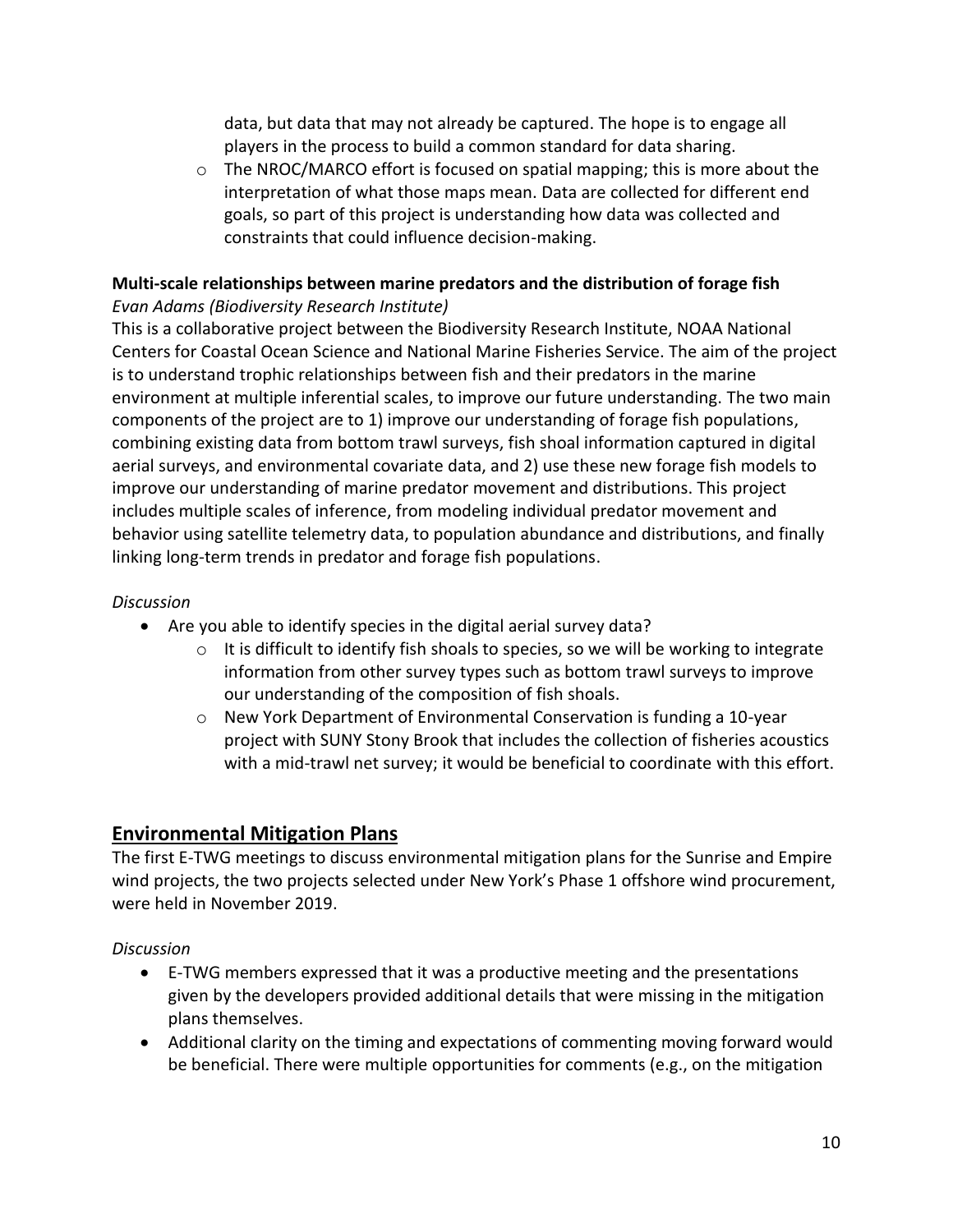data, but data that may not already be captured. The hope is to engage all players in the process to build a common standard for data sharing.
    - The NROC/MARCO effort is focused on spatial mapping; this is more about the interpretation of what those maps mean. Data are collected for different end goals, so part of this project is understanding how data was collected and constraints that could influence decision-making.

**Multi-scale relationships between marine predators and the distribution of forage fish**
*Evan Adams (Biodiversity Research Institute)*
This is a collaborative project between the Biodiversity Research Institute, NOAA National Centers for Coastal Ocean Science and National Marine Fisheries Service. The aim of the project is to understand trophic relationships between fish and their predators in the marine environment at multiple inferential scales, to improve our future understanding. The two main components of the project are to 1) improve our understanding of forage fish populations, combining existing data from bottom trawl surveys, fish shoal information captured in digital aerial surveys, and environmental covariate data, and 2) use these new forage fish models to improve our understanding of marine predator movement and distributions. This project includes multiple scales of inference, from modeling individual predator movement and behavior using satellite telemetry data, to population abundance and distributions, and finally linking long-term trends in predator and forage fish populations.

*Discussion*

- Are you able to identify species in the digital aerial survey data?
    - It is difficult to identify fish shoals to species, so we will be working to integrate information from other survey types such as bottom trawl surveys to improve our understanding of the composition of fish shoals.
    - New York Department of Environmental Conservation is funding a 10-year project with SUNY Stony Brook that includes the collection of fisheries acoustics with a mid-trawl net survey; it would be beneficial to coordinate with this effort.

## Environmental Mitigation Plans

The first E-TWG meetings to discuss environmental mitigation plans for the Sunrise and Empire wind projects, the two projects selected under New York's Phase 1 offshore wind procurement, were held in November 2019.

*Discussion*

- E-TWG members expressed that it was a productive meeting and the presentations given by the developers provided additional details that were missing in the mitigation plans themselves.
- Additional clarity on the timing and expectations of commenting moving forward would be beneficial. There were multiple opportunities for comments (e.g., on the mitigation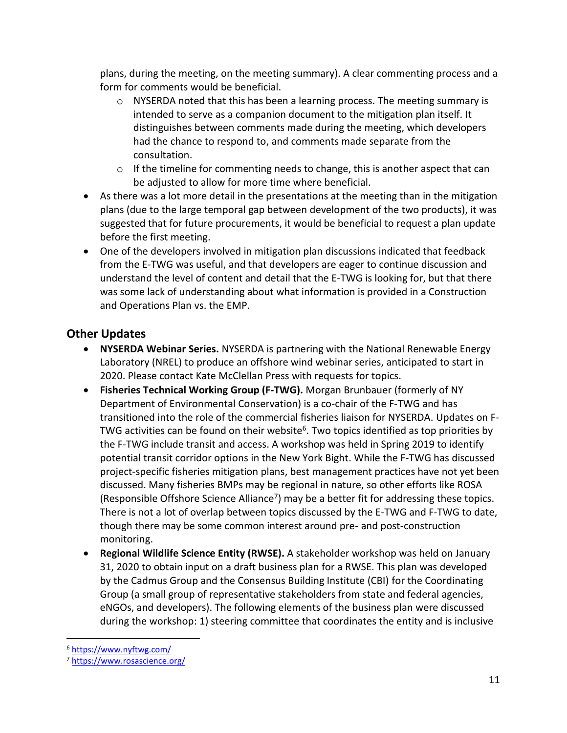plans, during the meeting, on the meeting summary). A clear commenting process and a form for comments would be beneficial.
    - NYSERDA noted that this has been a learning process. The meeting summary is intended to serve as a companion document to the mitigation plan itself. It distinguishes between comments made during the meeting, which developers had the chance to respond to, and comments made separate from the consultation.
    - If the timeline for commenting needs to change, this is another aspect that can be adjusted to allow for more time where beneficial.
- As there was a lot more detail in the presentations at the meeting than in the mitigation plans (due to the large temporal gap between development of the two products), it was suggested that for future procurements, it would be beneficial to request a plan update before the first meeting.
- One of the developers involved in mitigation plan discussions indicated that feedback from the E-TWG was useful, and that developers are eager to continue discussion and understand the level of content and detail that the E-TWG is looking for, but that there was some lack of understanding about what information is provided in a Construction and Operations Plan vs. the EMP.

## Other Updates

- **NYSERDA Webinar Series.** NYSERDA is partnering with the National Renewable Energy Laboratory (NREL) to produce an offshore wind webinar series, anticipated to start in 2020. Please contact Kate McClellan Press with requests for topics.
- **Fisheries Technical Working Group (F-TWG).** Morgan Brunbauer (formerly of NY Department of Environmental Conservation) is a co-chair of the F-TWG and has transitioned into the role of the commercial fisheries liaison for NYSERDA. Updates on F-TWG activities can be found on their website[6]. Two topics identified as top priorities by the F-TWG include transit and access. A workshop was held in Spring 2019 to identify potential transit corridor options in the New York Bight. While the F-TWG has discussed project-specific fisheries mitigation plans, best management practices have not yet been discussed. Many fisheries BMPs may be regional in nature, so other efforts like ROSA (Responsible Offshore Science Alliance[7]) may be a better fit for addressing these topics. There is not a lot of overlap between topics discussed by the E-TWG and F-TWG to date, though there may be some common interest around pre- and post-construction monitoring.
- **Regional Wildlife Science Entity (RWSE).** A stakeholder workshop was held on January 31, 2020 to obtain input on a draft business plan for a RWSE. This plan was developed by the Cadmus Group and the Consensus Building Institute (CBI) for the Coordinating Group (a small group of representative stakeholders from state and federal agencies, eNGOs, and developers). The following elements of the business plan were discussed during the workshop: 1) steering committee that coordinates the entity and is inclusive

[6] https://www.nyftwg.com/

[7] https://www.rosascience.org/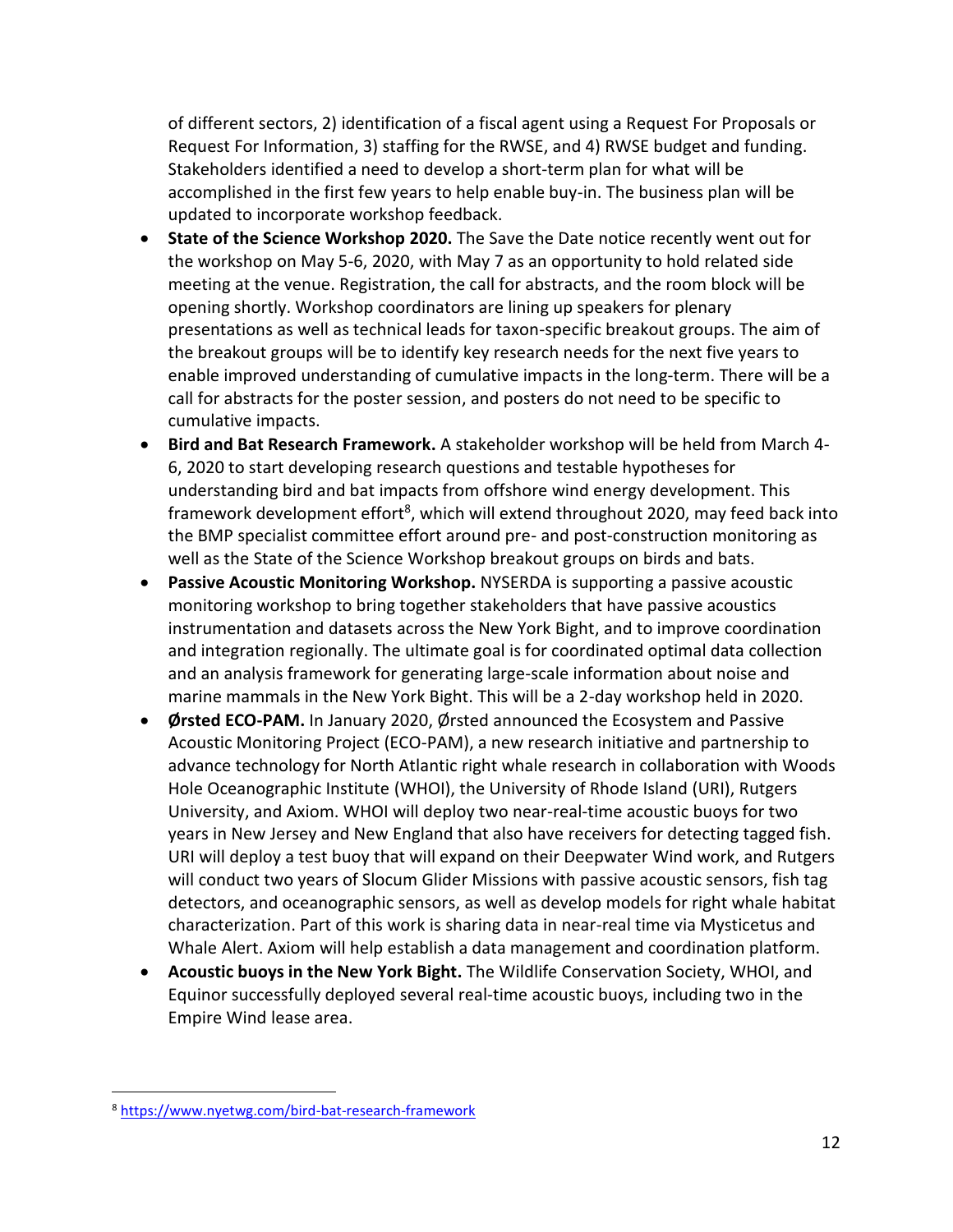of different sectors, 2) identification of a fiscal agent using a Request For Proposals or Request For Information, 3) staffing for the RWSE, and 4) RWSE budget and funding. Stakeholders identified a need to develop a short-term plan for what will be accomplished in the first few years to help enable buy-in. The business plan will be updated to incorporate workshop feedback.

- **State of the Science Workshop 2020.** The Save the Date notice recently went out for the workshop on May 5-6, 2020, with May 7 as an opportunity to hold related side meeting at the venue. Registration, the call for abstracts, and the room block will be opening shortly. Workshop coordinators are lining up speakers for plenary presentations as well as technical leads for taxon-specific breakout groups. The aim of the breakout groups will be to identify key research needs for the next five years to enable improved understanding of cumulative impacts in the long-term. There will be a call for abstracts for the poster session, and posters do not need to be specific to cumulative impacts.
- **Bird and Bat Research Framework.** A stakeholder workshop will be held from March 4-6, 2020 to start developing research questions and testable hypotheses for understanding bird and bat impacts from offshore wind energy development. This framework development effort[8], which will extend throughout 2020, may feed back into the BMP specialist committee effort around pre- and post-construction monitoring as well as the State of the Science Workshop breakout groups on birds and bats.
- **Passive Acoustic Monitoring Workshop.** NYSERDA is supporting a passive acoustic monitoring workshop to bring together stakeholders that have passive acoustics instrumentation and datasets across the New York Bight, and to improve coordination and integration regionally. The ultimate goal is for coordinated optimal data collection and an analysis framework for generating large-scale information about noise and marine mammals in the New York Bight. This will be a 2-day workshop held in 2020.
- **Ørsted ECO-PAM.** In January 2020, Ørsted announced the Ecosystem and Passive Acoustic Monitoring Project (ECO-PAM), a new research initiative and partnership to advance technology for North Atlantic right whale research in collaboration with Woods Hole Oceanographic Institute (WHOI), the University of Rhode Island (URI), Rutgers University, and Axiom. WHOI will deploy two near-real-time acoustic buoys for two years in New Jersey and New England that also have receivers for detecting tagged fish. URI will deploy a test buoy that will expand on their Deepwater Wind work, and Rutgers will conduct two years of Slocum Glider Missions with passive acoustic sensors, fish tag detectors, and oceanographic sensors, as well as develop models for right whale habitat characterization. Part of this work is sharing data in near-real time via Mysticetus and Whale Alert. Axiom will help establish a data management and coordination platform.
- **Acoustic buoys in the New York Bight.** The Wildlife Conservation Society, WHOI, and Equinor successfully deployed several real-time acoustic buoys, including two in the Empire Wind lease area.

[8] https://www.nyetwg.com/bird-bat-research-framework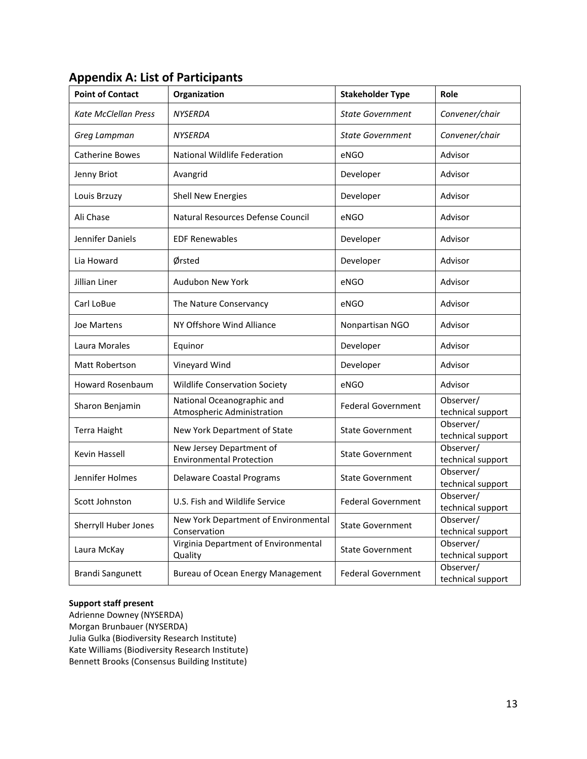## Appendix A: List of Participants

| Point of Contact | Organization | Stakeholder Type | Role |
|---|---|---|---|
| *Kate McClellan Press* | *NYSERDA* | *State Government* | *Convener/chair* |
| *Greg Lampman* | *NYSERDA* | *State Government* | *Convener/chair* |
| Catherine Bowes | National Wildlife Federation | eNGO | Advisor |
| Jenny Briot | Avangrid | Developer | Advisor |
| Louis Brzuzy | Shell New Energies | Developer | Advisor |
| Ali Chase | Natural Resources Defense Council | eNGO | Advisor |
| Jennifer Daniels | EDF Renewables | Developer | Advisor |
| Lia Howard | Ørsted | Developer | Advisor |
| Jillian Liner | Audubon New York | eNGO | Advisor |
| Carl LoBue | The Nature Conservancy | eNGO | Advisor |
| Joe Martens | NY Offshore Wind Alliance | Nonpartisan NGO | Advisor |
| Laura Morales | Equinor | Developer | Advisor |
| Matt Robertson | Vineyard Wind | Developer | Advisor |
| Howard Rosenbaum | Wildlife Conservation Society | eNGO | Advisor |
| Sharon Benjamin | National Oceanographic and Atmospheric Administration | Federal Government | Observer/ technical support |
| Terra Haight | New York Department of State | State Government | Observer/ technical support |
| Kevin Hassell | New Jersey Department of Environmental Protection | State Government | Observer/ technical support |
| Jennifer Holmes | Delaware Coastal Programs | State Government | Observer/ technical support |
| Scott Johnston | U.S. Fish and Wildlife Service | Federal Government | Observer/ technical support |
| Sherryll Huber Jones | New York Department of Environmental Conservation | State Government | Observer/ technical support |
| Laura McKay | Virginia Department of Environmental Quality | State Government | Observer/ technical support |
| Brandi Sangunett | Bureau of Ocean Energy Management | Federal Government | Observer/ technical support |

**Support staff present**

Adrienne Downey (NYSERDA)
Morgan Brunbauer (NYSERDA)
Julia Gulka (Biodiversity Research Institute)
Kate Williams (Biodiversity Research Institute)
Bennett Brooks (Consensus Building Institute)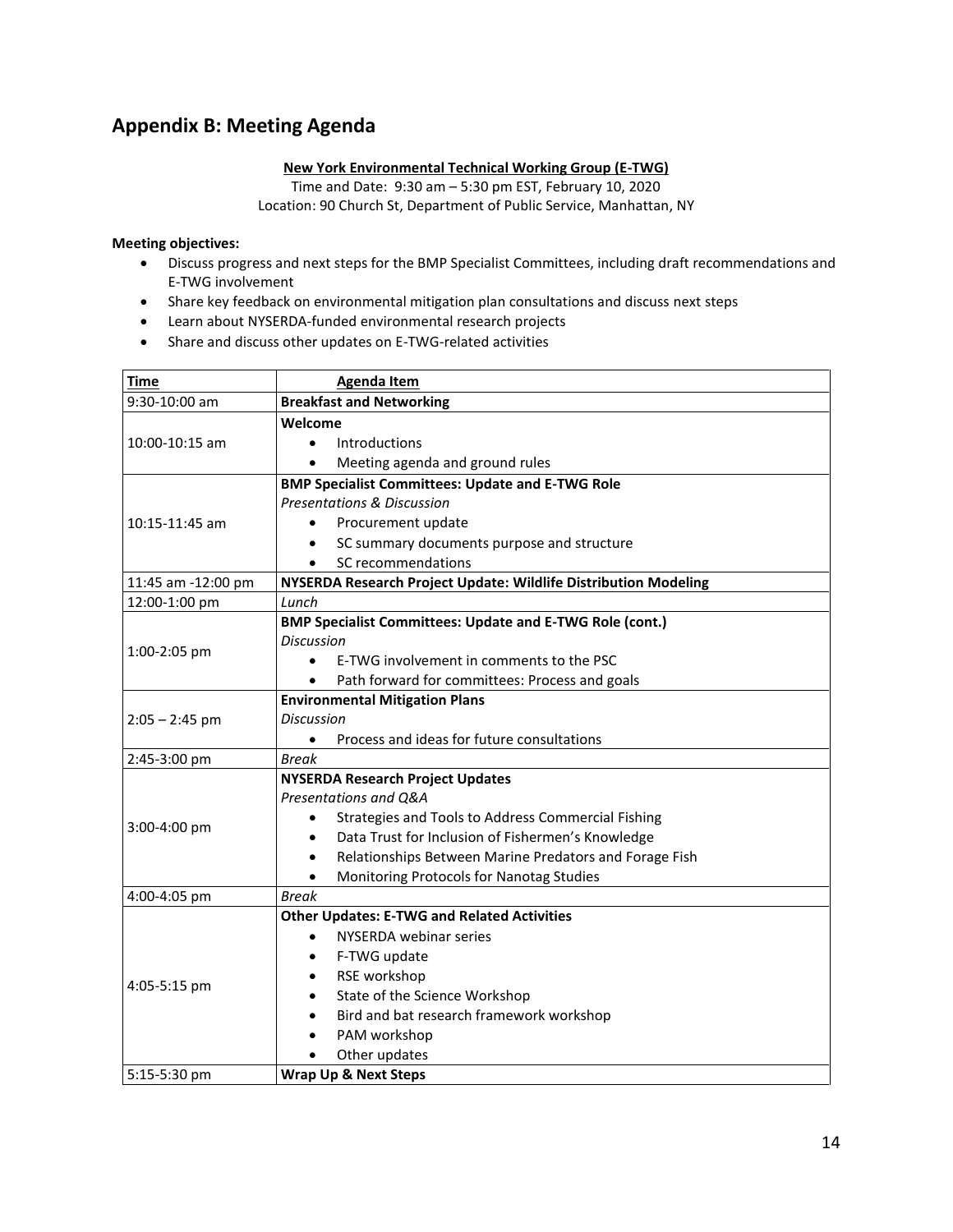## Appendix B: Meeting Agenda

**New York Environmental Technical Working Group (E-TWG)**

Time and Date: 9:30 am – 5:30 pm EST, February 10, 2020

Location: 90 Church St, Department of Public Service, Manhattan, NY

**Meeting objectives:**

- Discuss progress and next steps for the BMP Specialist Committees, including draft recommendations and E-TWG involvement
- Share key feedback on environmental mitigation plan consultations and discuss next steps
- Learn about NYSERDA-funded environmental research projects
- Share and discuss other updates on E-TWG-related activities

| Time | Agenda Item |
|---|---|
| 9:30-10:00 am | **Breakfast and Networking** |
| 10:00-10:15 am | **Welcome**<br>• Introductions<br>• Meeting agenda and ground rules |
| 10:15-11:45 am | **BMP Specialist Committees: Update and E-TWG Role**<br>*Presentations & Discussion*<br>• Procurement update<br>• SC summary documents purpose and structure<br>• SC recommendations |
| 11:45 am -12:00 pm | **NYSERDA Research Project Update: Wildlife Distribution Modeling** |
| 12:00-1:00 pm | *Lunch* |
| 1:00-2:05 pm | **BMP Specialist Committees: Update and E-TWG Role (cont.)**<br>*Discussion*<br>• E-TWG involvement in comments to the PSC<br>• Path forward for committees: Process and goals |
| 2:05 – 2:45 pm | **Environmental Mitigation Plans**<br>*Discussion*<br>• Process and ideas for future consultations |
| 2:45-3:00 pm | *Break* |
| 3:00-4:00 pm | **NYSERDA Research Project Updates**<br>*Presentations and Q&A*<br>• Strategies and Tools to Address Commercial Fishing<br>• Data Trust for Inclusion of Fishermen's Knowledge<br>• Relationships Between Marine Predators and Forage Fish<br>• Monitoring Protocols for Nanotag Studies |
| 4:00-4:05 pm | *Break* |
| 4:05-5:15 pm | **Other Updates: E-TWG and Related Activities**<br>• NYSERDA webinar series<br>• F-TWG update<br>• RSE workshop<br>• State of the Science Workshop<br>• Bird and bat research framework workshop<br>• PAM workshop<br>• Other updates |
| 5:15-5:30 pm | **Wrap Up & Next Steps** |